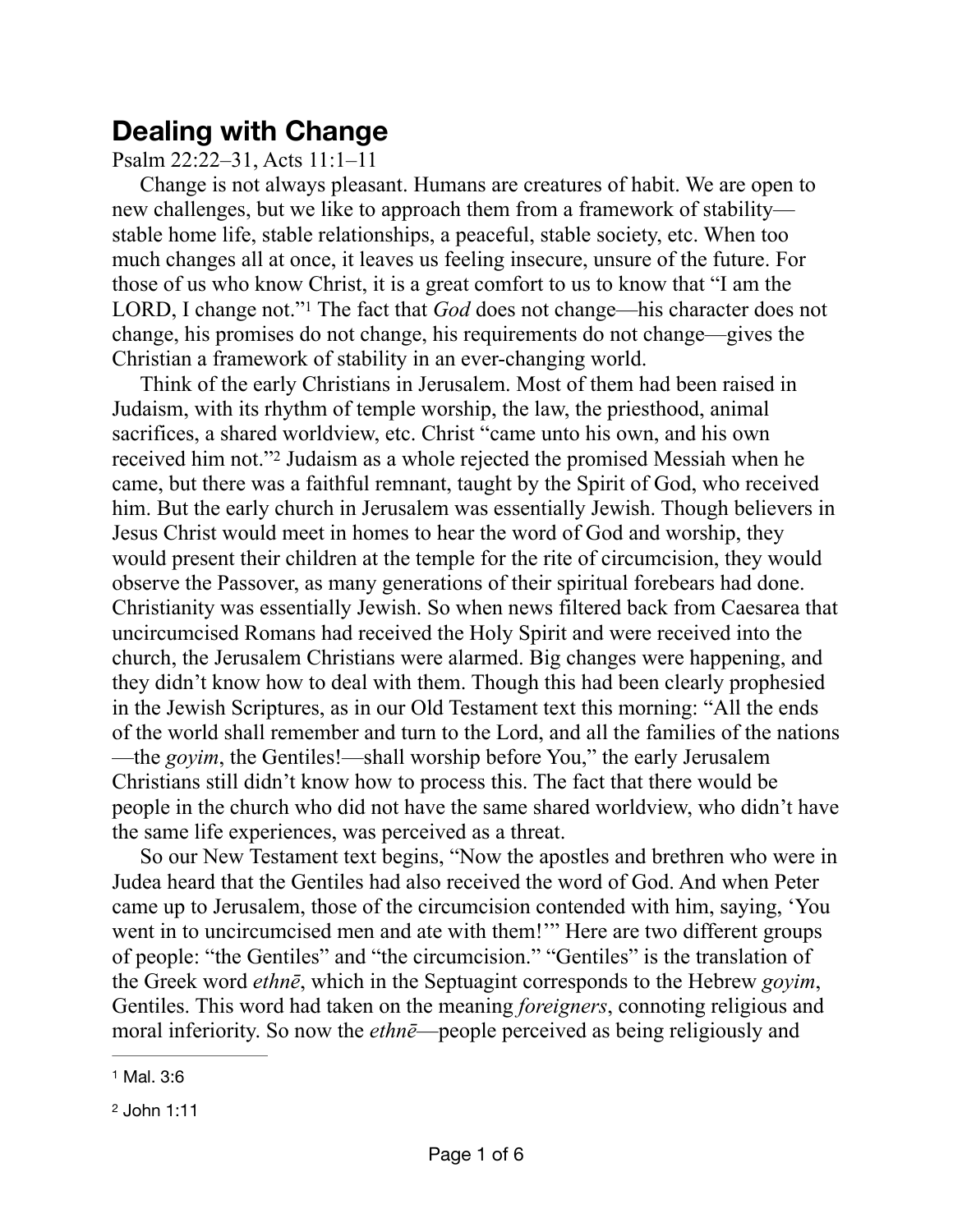# Dealing with Change

Psalm 22:22–31, Acts 11:1–11

Change is not always pleasant. Humans are creatures of habit. We are open to new challenges, but we like to approach them from a framework of stability—stable home life, stable relationships, a peaceful, stable society, etc. When too much changes all at once, it leaves us feeling insecure, unsure of the future. For those of us who know Christ, it is a great comfort to us to know that "I am the LORD, I change not."[1] The fact that *God* does not change—his character does not change, his promises do not change, his requirements do not change—gives the Christian a framework of stability in an ever-changing world.

Think of the early Christians in Jerusalem. Most of them had been raised in Judaism, with its rhythm of temple worship, the law, the priesthood, animal sacrifices, a shared worldview, etc. Christ "came unto his own, and his own received him not."[2] Judaism as a whole rejected the promised Messiah when he came, but there was a faithful remnant, taught by the Spirit of God, who received him. But the early church in Jerusalem was essentially Jewish. Though believers in Jesus Christ would meet in homes to hear the word of God and worship, they would present their children at the temple for the rite of circumcision, they would observe the Passover, as many generations of their spiritual forebears had done. Christianity was essentially Jewish. So when news filtered back from Caesarea that uncircumcised Romans had received the Holy Spirit and were received into the church, the Jerusalem Christians were alarmed. Big changes were happening, and they didn't know how to deal with them. Though this had been clearly prophesied in the Jewish Scriptures, as in our Old Testament text this morning: "All the ends of the world shall remember and turn to the Lord, and all the families of the nations—the *goyim*, the Gentiles!—shall worship before You," the early Jerusalem Christians still didn't know how to process this. The fact that there would be people in the church who did not have the same shared worldview, who didn't have the same life experiences, was perceived as a threat.

So our New Testament text begins, "Now the apostles and brethren who were in Judea heard that the Gentiles had also received the word of God. And when Peter came up to Jerusalem, those of the circumcision contended with him, saying, 'You went in to uncircumcised men and ate with them!'" Here are two different groups of people: "the Gentiles" and "the circumcision." "Gentiles" is the translation of the Greek word *ethnē*, which in the Septuagint corresponds to the Hebrew *goyim*, Gentiles. This word had taken on the meaning *foreigners*, connoting religious and moral inferiority. So now the *ethnē*—people perceived as being religiously and

---

[1] Mal. 3:6

[2] John 1:11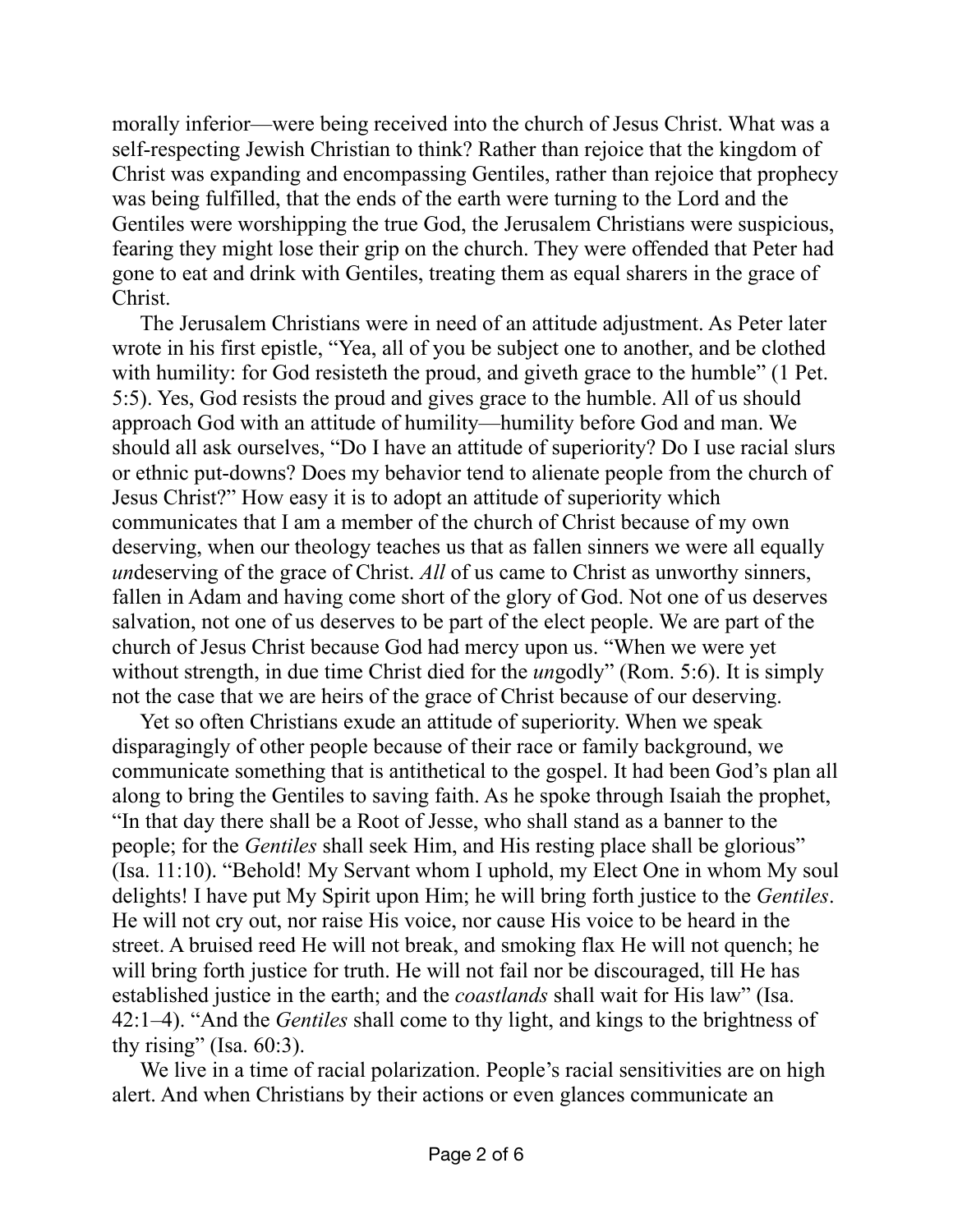morally inferior—were being received into the church of Jesus Christ. What was a self-respecting Jewish Christian to think? Rather than rejoice that the kingdom of Christ was expanding and encompassing Gentiles, rather than rejoice that prophecy was being fulfilled, that the ends of the earth were turning to the Lord and the Gentiles were worshipping the true God, the Jerusalem Christians were suspicious, fearing they might lose their grip on the church. They were offended that Peter had gone to eat and drink with Gentiles, treating them as equal sharers in the grace of Christ.

The Jerusalem Christians were in need of an attitude adjustment. As Peter later wrote in his first epistle, "Yea, all of you be subject one to another, and be clothed with humility: for God resisteth the proud, and giveth grace to the humble" (1 Pet. 5:5). Yes, God resists the proud and gives grace to the humble. All of us should approach God with an attitude of humility—humility before God and man. We should all ask ourselves, "Do I have an attitude of superiority? Do I use racial slurs or ethnic put-downs? Does my behavior tend to alienate people from the church of Jesus Christ?" How easy it is to adopt an attitude of superiority which communicates that I am a member of the church of Christ because of my own deserving, when our theology teaches us that as fallen sinners we were all equally *un*deserving of the grace of Christ. *All* of us came to Christ as unworthy sinners, fallen in Adam and having come short of the glory of God. Not one of us deserves salvation, not one of us deserves to be part of the elect people. We are part of the church of Jesus Christ because God had mercy upon us. "When we were yet without strength, in due time Christ died for the *un*godly" (Rom. 5:6). It is simply not the case that we are heirs of the grace of Christ because of our deserving.

Yet so often Christians exude an attitude of superiority. When we speak disparagingly of other people because of their race or family background, we communicate something that is antithetical to the gospel. It had been God's plan all along to bring the Gentiles to saving faith. As he spoke through Isaiah the prophet, "In that day there shall be a Root of Jesse, who shall stand as a banner to the people; for the *Gentiles* shall seek Him, and His resting place shall be glorious" (Isa. 11:10). "Behold! My Servant whom I uphold, my Elect One in whom My soul delights! I have put My Spirit upon Him; he will bring forth justice to the *Gentiles*. He will not cry out, nor raise His voice, nor cause His voice to be heard in the street. A bruised reed He will not break, and smoking flax He will not quench; he will bring forth justice for truth. He will not fail nor be discouraged, till He has established justice in the earth; and the *coastlands* shall wait for His law" (Isa. 42:1–4). "And the *Gentiles* shall come to thy light, and kings to the brightness of thy rising" (Isa. 60:3).

We live in a time of racial polarization. People's racial sensitivities are on high alert. And when Christians by their actions or even glances communicate an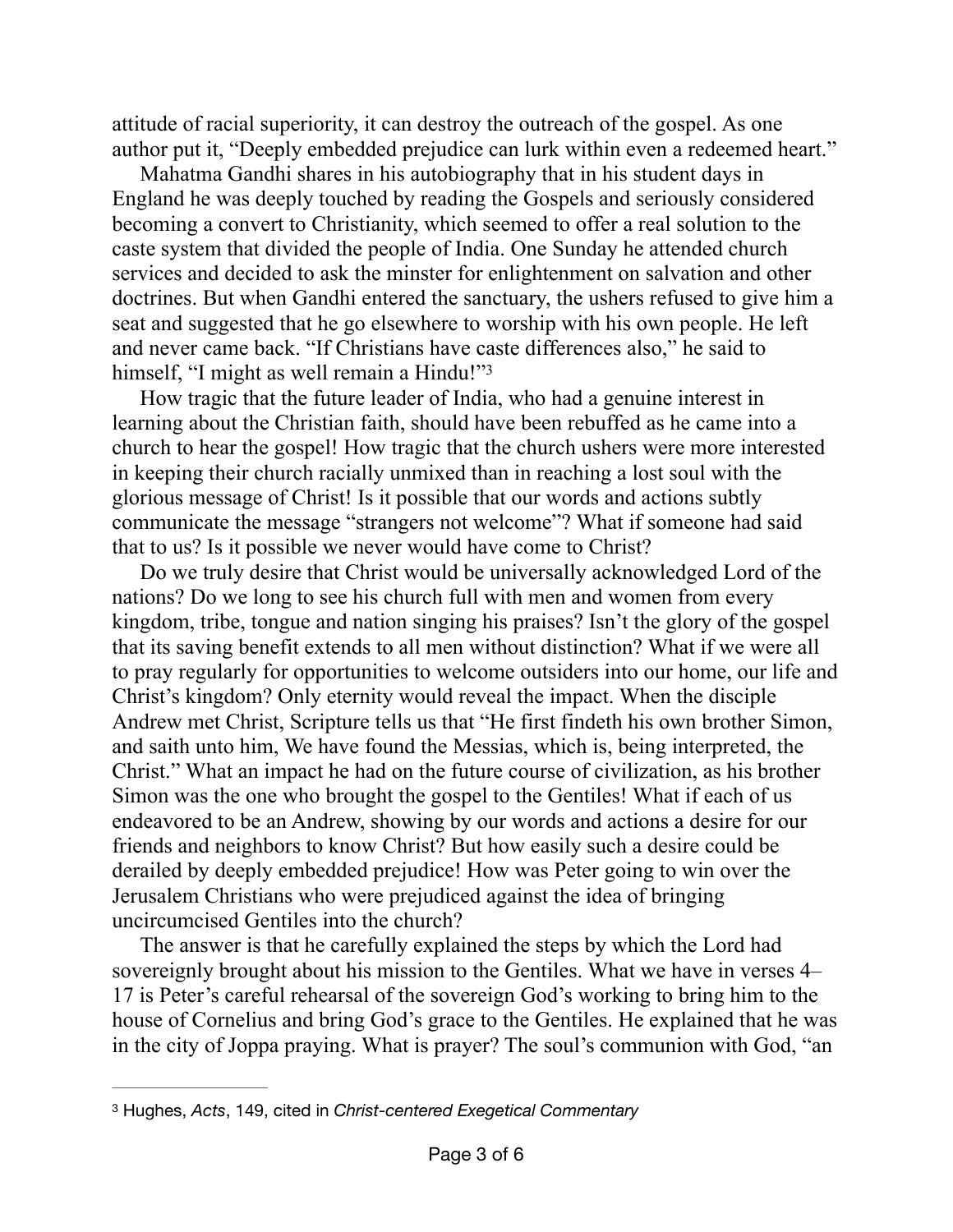attitude of racial superiority, it can destroy the outreach of the gospel. As one author put it, "Deeply embedded prejudice can lurk within even a redeemed heart."

Mahatma Gandhi shares in his autobiography that in his student days in England he was deeply touched by reading the Gospels and seriously considered becoming a convert to Christianity, which seemed to offer a real solution to the caste system that divided the people of India. One Sunday he attended church services and decided to ask the minster for enlightenment on salvation and other doctrines. But when Gandhi entered the sanctuary, the ushers refused to give him a seat and suggested that he go elsewhere to worship with his own people. He left and never came back. "If Christians have caste differences also," he said to himself, "I might as well remain a Hindu!"[3]

How tragic that the future leader of India, who had a genuine interest in learning about the Christian faith, should have been rebuffed as he came into a church to hear the gospel! How tragic that the church ushers were more interested in keeping their church racially unmixed than in reaching a lost soul with the glorious message of Christ! Is it possible that our words and actions subtly communicate the message "strangers not welcome"? What if someone had said that to us? Is it possible we never would have come to Christ?

Do we truly desire that Christ would be universally acknowledged Lord of the nations? Do we long to see his church full with men and women from every kingdom, tribe, tongue and nation singing his praises? Isn't the glory of the gospel that its saving benefit extends to all men without distinction? What if we were all to pray regularly for opportunities to welcome outsiders into our home, our life and Christ's kingdom? Only eternity would reveal the impact. When the disciple Andrew met Christ, Scripture tells us that "He first findeth his own brother Simon, and saith unto him, We have found the Messias, which is, being interpreted, the Christ." What an impact he had on the future course of civilization, as his brother Simon was the one who brought the gospel to the Gentiles! What if each of us endeavored to be an Andrew, showing by our words and actions a desire for our friends and neighbors to know Christ? But how easily such a desire could be derailed by deeply embedded prejudice! How was Peter going to win over the Jerusalem Christians who were prejudiced against the idea of bringing uncircumcised Gentiles into the church?

The answer is that he carefully explained the steps by which the Lord had sovereignly brought about his mission to the Gentiles. What we have in verses 4–17 is Peter's careful rehearsal of the sovereign God's working to bring him to the house of Cornelius and bring God's grace to the Gentiles. He explained that he was in the city of Joppa praying. What is prayer? The soul's communion with God, "an

---

[3] Hughes, *Acts*, 149, cited in *Christ-centered Exegetical Commentary*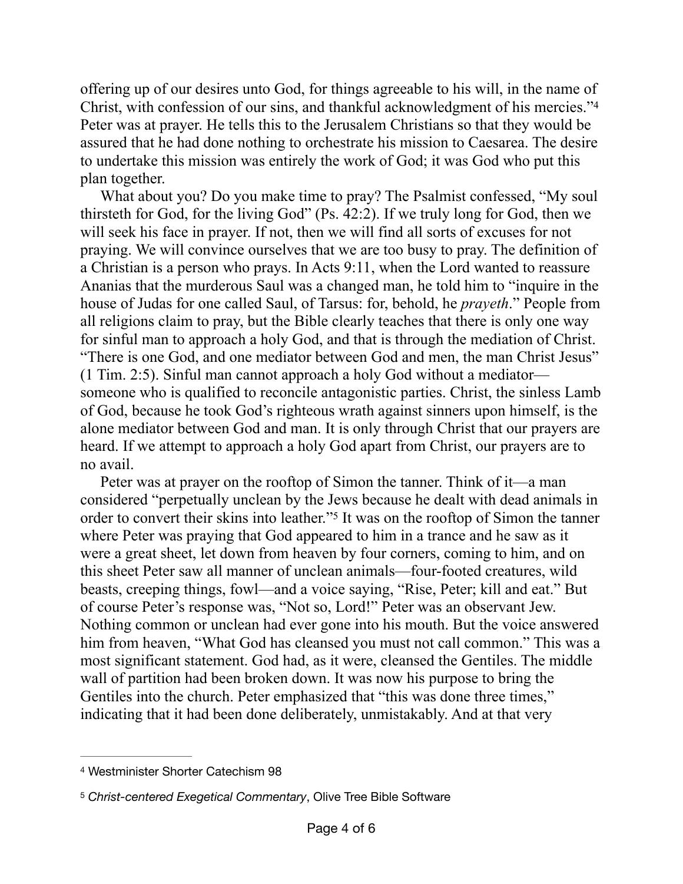offering up of our desires unto God, for things agreeable to his will, in the name of Christ, with confession of our sins, and thankful acknowledgment of his mercies."[4] Peter was at prayer. He tells this to the Jerusalem Christians so that they would be assured that he had done nothing to orchestrate his mission to Caesarea. The desire to undertake this mission was entirely the work of God; it was God who put this plan together.

What about you? Do you make time to pray? The Psalmist confessed, "My soul thirsteth for God, for the living God" (Ps. 42:2). If we truly long for God, then we will seek his face in prayer. If not, then we will find all sorts of excuses for not praying. We will convince ourselves that we are too busy to pray. The definition of a Christian is a person who prays. In Acts 9:11, when the Lord wanted to reassure Ananias that the murderous Saul was a changed man, he told him to "inquire in the house of Judas for one called Saul, of Tarsus: for, behold, he *prayeth*." People from all religions claim to pray, but the Bible clearly teaches that there is only one way for sinful man to approach a holy God, and that is through the mediation of Christ. "There is one God, and one mediator between God and men, the man Christ Jesus" (1 Tim. 2:5). Sinful man cannot approach a holy God without a mediator—someone who is qualified to reconcile antagonistic parties. Christ, the sinless Lamb of God, because he took God's righteous wrath against sinners upon himself, is the alone mediator between God and man. It is only through Christ that our prayers are heard. If we attempt to approach a holy God apart from Christ, our prayers are to no avail.

Peter was at prayer on the rooftop of Simon the tanner. Think of it—a man considered "perpetually unclean by the Jews because he dealt with dead animals in order to convert their skins into leather."[5] It was on the rooftop of Simon the tanner where Peter was praying that God appeared to him in a trance and he saw as it were a great sheet, let down from heaven by four corners, coming to him, and on this sheet Peter saw all manner of unclean animals—four-footed creatures, wild beasts, creeping things, fowl—and a voice saying, "Rise, Peter; kill and eat." But of course Peter's response was, "Not so, Lord!" Peter was an observant Jew. Nothing common or unclean had ever gone into his mouth. But the voice answered him from heaven, "What God has cleansed you must not call common." This was a most significant statement. God had, as it were, cleansed the Gentiles. The middle wall of partition had been broken down. It was now his purpose to bring the Gentiles into the church. Peter emphasized that "this was done three times," indicating that it had been done deliberately, unmistakably. And at that very

---

[4] Westminister Shorter Catechism 98

[5] *Christ-centered Exegetical Commentary*, Olive Tree Bible Software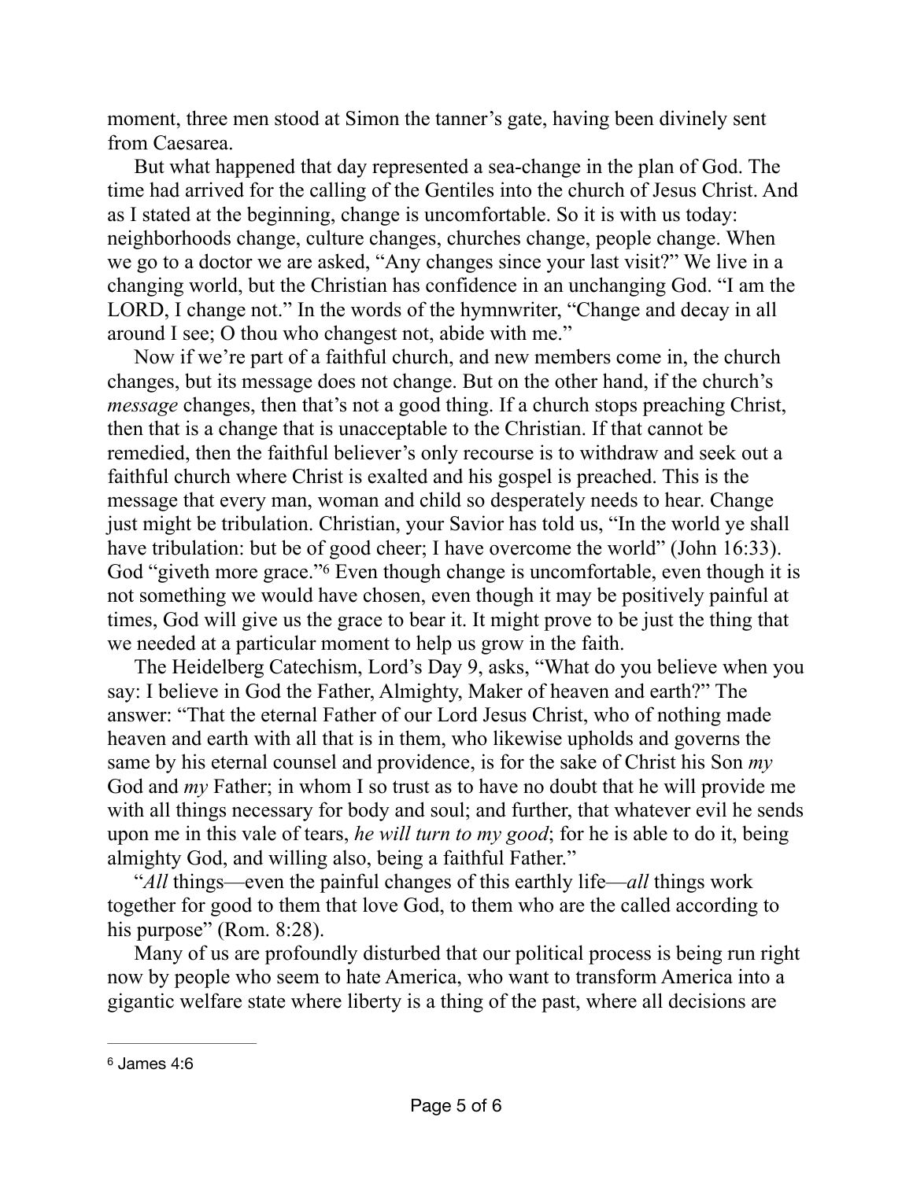moment, three men stood at Simon the tanner's gate, having been divinely sent from Caesarea.

But what happened that day represented a sea-change in the plan of God. The time had arrived for the calling of the Gentiles into the church of Jesus Christ. And as I stated at the beginning, change is uncomfortable. So it is with us today: neighborhoods change, culture changes, churches change, people change. When we go to a doctor we are asked, "Any changes since your last visit?" We live in a changing world, but the Christian has confidence in an unchanging God. "I am the LORD, I change not." In the words of the hymnwriter, "Change and decay in all around I see; O thou who changest not, abide with me."

Now if we're part of a faithful church, and new members come in, the church changes, but its message does not change. But on the other hand, if the church's *message* changes, then that's not a good thing. If a church stops preaching Christ, then that is a change that is unacceptable to the Christian. If that cannot be remedied, then the faithful believer's only recourse is to withdraw and seek out a faithful church where Christ is exalted and his gospel is preached. This is the message that every man, woman and child so desperately needs to hear. Change just might be tribulation. Christian, your Savior has told us, "In the world ye shall have tribulation: but be of good cheer; I have overcome the world" (John 16:33). God "giveth more grace."[6] Even though change is uncomfortable, even though it is not something we would have chosen, even though it may be positively painful at times, God will give us the grace to bear it. It might prove to be just the thing that we needed at a particular moment to help us grow in the faith.

The Heidelberg Catechism, Lord's Day 9, asks, "What do you believe when you say: I believe in God the Father, Almighty, Maker of heaven and earth?" The answer: "That the eternal Father of our Lord Jesus Christ, who of nothing made heaven and earth with all that is in them, who likewise upholds and governs the same by his eternal counsel and providence, is for the sake of Christ his Son *my* God and *my* Father; in whom I so trust as to have no doubt that he will provide me with all things necessary for body and soul; and further, that whatever evil he sends upon me in this vale of tears, *he will turn to my good*; for he is able to do it, being almighty God, and willing also, being a faithful Father."

"*All* things—even the painful changes of this earthly life—*all* things work together for good to them that love God, to them who are the called according to his purpose" (Rom. 8:28).

Many of us are profoundly disturbed that our political process is being run right now by people who seem to hate America, who want to transform America into a gigantic welfare state where liberty is a thing of the past, where all decisions are

---

[6] James 4:6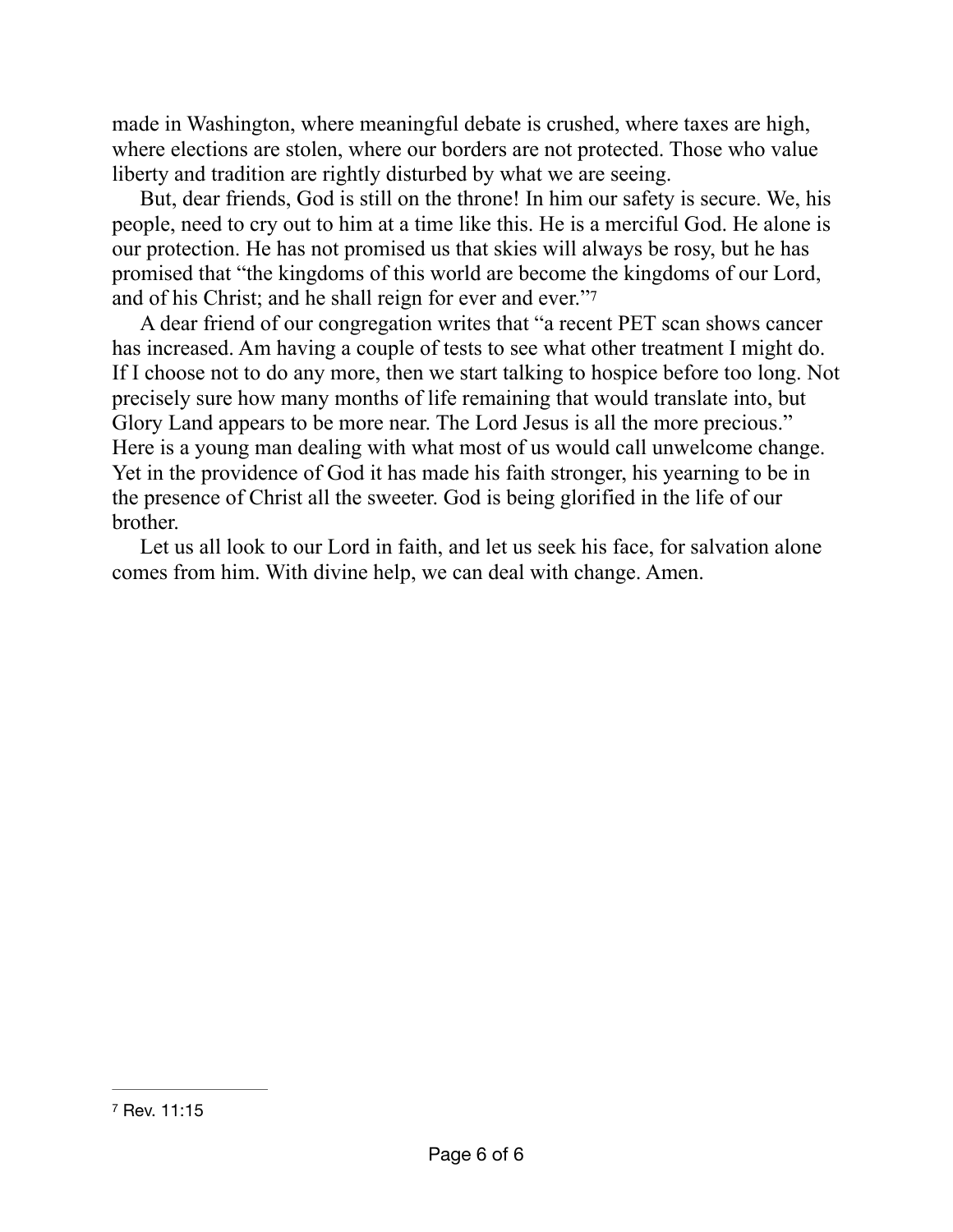made in Washington, where meaningful debate is crushed, where taxes are high, where elections are stolen, where our borders are not protected. Those who value liberty and tradition are rightly disturbed by what we are seeing.

But, dear friends, God is still on the throne! In him our safety is secure. We, his people, need to cry out to him at a time like this. He is a merciful God. He alone is our protection. He has not promised us that skies will always be rosy, but he has promised that "the kingdoms of this world are become the kingdoms of our Lord, and of his Christ; and he shall reign for ever and ever."[7]

A dear friend of our congregation writes that "a recent PET scan shows cancer has increased. Am having a couple of tests to see what other treatment I might do. If I choose not to do any more, then we start talking to hospice before too long. Not precisely sure how many months of life remaining that would translate into, but Glory Land appears to be more near. The Lord Jesus is all the more precious." Here is a young man dealing with what most of us would call unwelcome change. Yet in the providence of God it has made his faith stronger, his yearning to be in the presence of Christ all the sweeter. God is being glorified in the life of our brother.

Let us all look to our Lord in faith, and let us seek his face, for salvation alone comes from him. With divine help, we can deal with change. Amen.

---

[7] Rev. 11:15